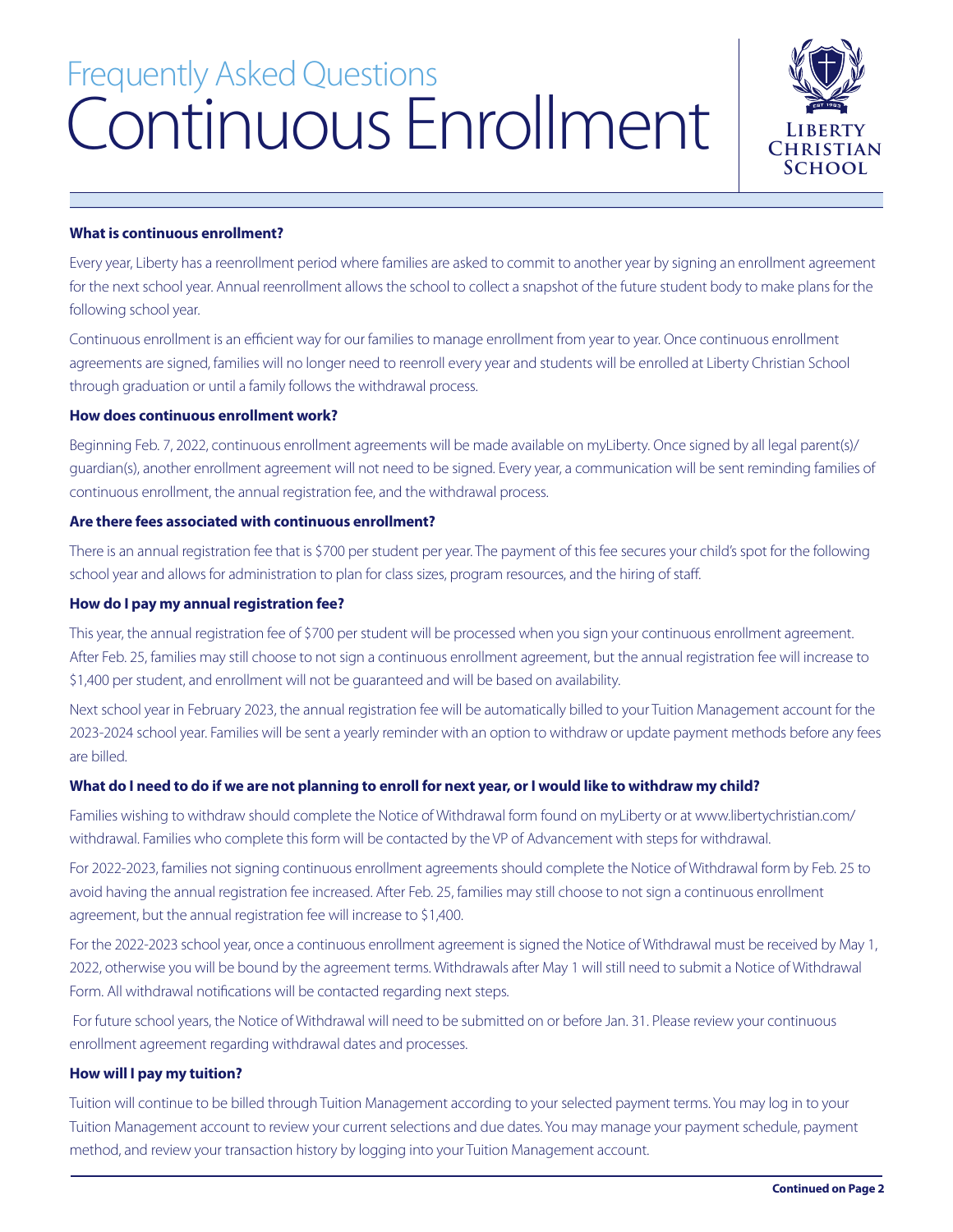# Frequently Asked Questions
# Continuous Enrollment

Liberty Christian School

**What is continuous enrollment?**

Every year, Liberty has a reenrollment period where families are asked to commit to another year by signing an enrollment agreement for the next school year. Annual reenrollment allows the school to collect a snapshot of the future student body to make plans for the following school year.

Continuous enrollment is an efficient way for our families to manage enrollment from year to year. Once continuous enrollment agreements are signed, families will no longer need to reenroll every year and students will be enrolled at Liberty Christian School through graduation or until a family follows the withdrawal process.

**How does continuous enrollment work?**

Beginning Feb. 7, 2022, continuous enrollment agreements will be made available on myLiberty. Once signed by all legal parent(s)/ guardian(s), another enrollment agreement will not need to be signed. Every year, a communication will be sent reminding families of continuous enrollment, the annual registration fee, and the withdrawal process.

**Are there fees associated with continuous enrollment?**

There is an annual registration fee that is $700 per student per year. The payment of this fee secures your child's spot for the following school year and allows for administration to plan for class sizes, program resources, and the hiring of staff.

**How do I pay my annual registration fee?**

This year, the annual registration fee of $700 per student will be processed when you sign your continuous enrollment agreement. After Feb. 25, families may still choose to not sign a continuous enrollment agreement, but the annual registration fee will increase to $1,400 per student, and enrollment will not be guaranteed and will be based on availability.

Next school year in February 2023, the annual registration fee will be automatically billed to your Tuition Management account for the 2023-2024 school year. Families will be sent a yearly reminder with an option to withdraw or update payment methods before any fees are billed.

**What do I need to do if we are not planning to enroll for next year, or I would like to withdraw my child?**

Families wishing to withdraw should complete the Notice of Withdrawal form found on myLiberty or at www.libertychristian.com/withdrawal. Families who complete this form will be contacted by the VP of Advancement with steps for withdrawal.

For 2022-2023, families not signing continuous enrollment agreements should complete the Notice of Withdrawal form by Feb. 25 to avoid having the annual registration fee increased. After Feb. 25, families may still choose to not sign a continuous enrollment agreement, but the annual registration fee will increase to $1,400.

For the 2022-2023 school year, once a continuous enrollment agreement is signed the Notice of Withdrawal must be received by May 1, 2022, otherwise you will be bound by the agreement terms. Withdrawals after May 1 will still need to submit a Notice of Withdrawal Form. All withdrawal notifications will be contacted regarding next steps.

For future school years, the Notice of Withdrawal will need to be submitted on or before Jan. 31. Please review your continuous enrollment agreement regarding withdrawal dates and processes.

**How will I pay my tuition?**

Tuition will continue to be billed through Tuition Management according to your selected payment terms. You may log in to your Tuition Management account to review your current selections and due dates. You may manage your payment schedule, payment method, and review your transaction history by logging into your Tuition Management account.

**Continued on Page 2**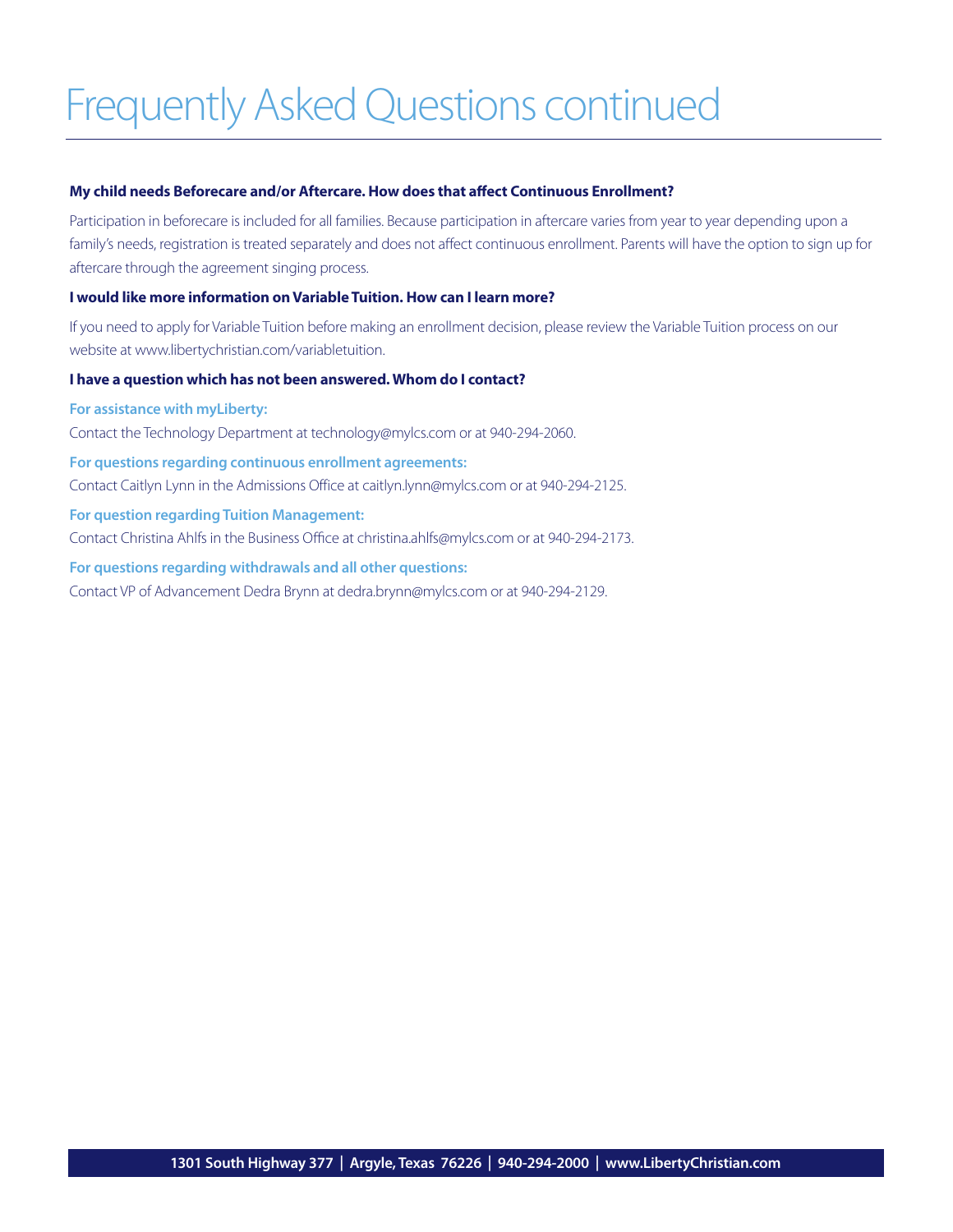# Frequently Asked Questions continued

**My child needs Beforecare and/or Aftercare. How does that affect Continuous Enrollment?**

Participation in beforecare is included for all families. Because participation in aftercare varies from year to year depending upon a family's needs, registration is treated separately and does not affect continuous enrollment. Parents will have the option to sign up for aftercare through the agreement singing process.

**I would like more information on Variable Tuition. How can I learn more?**

If you need to apply for Variable Tuition before making an enrollment decision, please review the Variable Tuition process on our website at www.libertychristian.com/variabletuition.

**I have a question which has not been answered. Whom do I contact?**

**For assistance with myLiberty:**
Contact the Technology Department at technology@mylcs.com or at 940-294-2060.

**For questions regarding continuous enrollment agreements:**
Contact Caitlyn Lynn in the Admissions Office at caitlyn.lynn@mylcs.com or at 940-294-2125.

**For question regarding Tuition Management:**
Contact Christina Ahlfs in the Business Office at christina.ahlfs@mylcs.com or at 940-294-2173.

**For questions regarding withdrawals and all other questions:**
Contact VP of Advancement Dedra Brynn at dedra.brynn@mylcs.com or at 940-294-2129.

1301 South Highway 377 | Argyle, Texas 76226 | 940-294-2000 | www.LibertyChristian.com